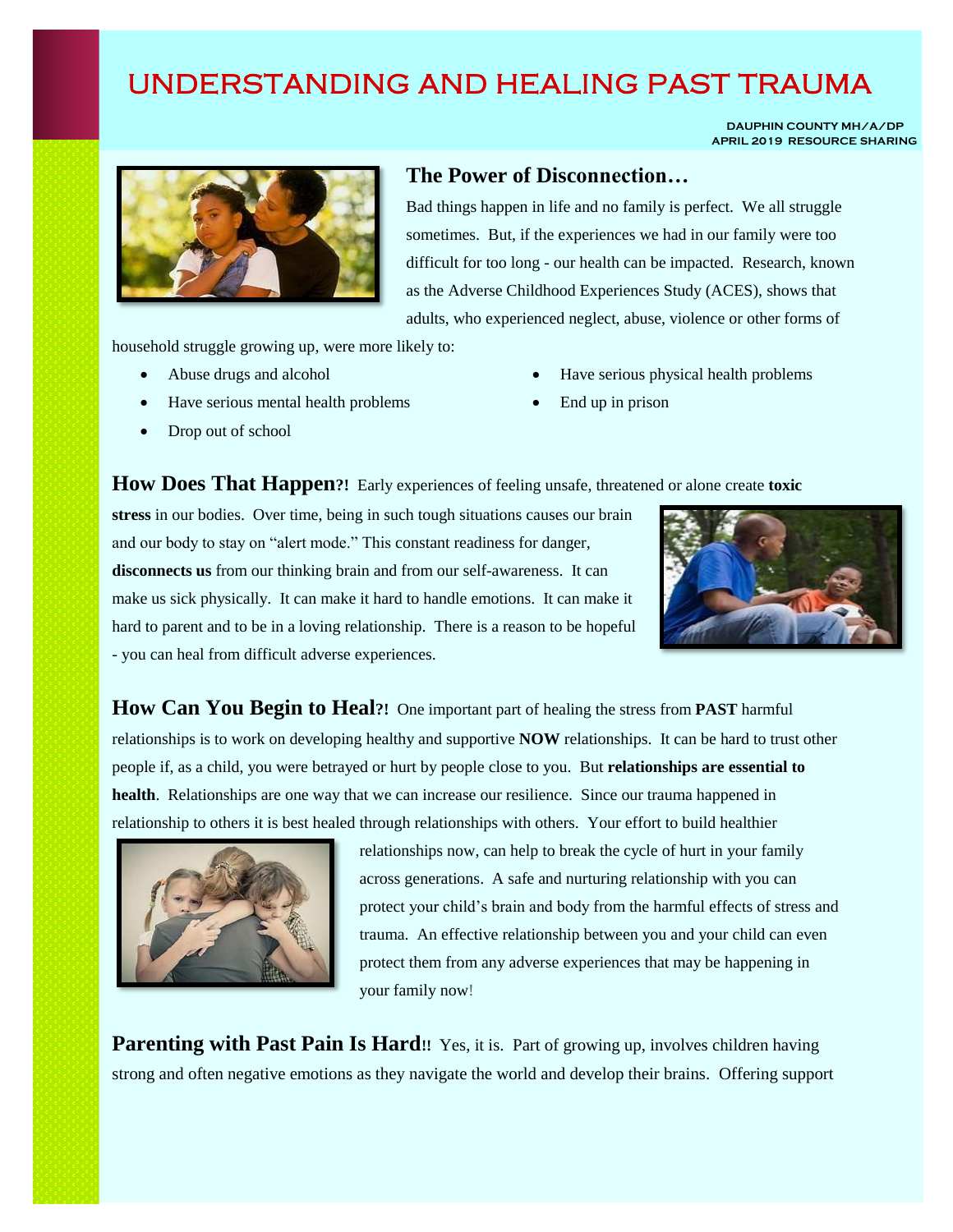# UNDERSTANDING AND HEALING PAST TRAUMA

DAUPHIN COUNTY MH/A/DP
APRIL 2019 RESOURCE SHARING

## The Power of Disconnection…

Bad things happen in life and no family is perfect. We all struggle sometimes. But, if the experiences we had in our family were too difficult for too long - our health can be impacted. Research, known as the Adverse Childhood Experiences Study (ACES), shows that adults, who experienced neglect, abuse, violence or other forms of household struggle growing up, were more likely to:

- Abuse drugs and alcohol
- Have serious mental health problems
- Drop out of school
- Have serious physical health problems
- End up in prison

**How Does That Happen?!** Early experiences of feeling unsafe, threatened or alone create **toxic stress** in our bodies. Over time, being in such tough situations causes our brain and our body to stay on "alert mode." This constant readiness for danger, **disconnects us** from our thinking brain and from our self-awareness. It can make us sick physically. It can make it hard to handle emotions. It can make it hard to parent and to be in a loving relationship. There is a reason to be hopeful - you can heal from difficult adverse experiences.

**How Can You Begin to Heal?!** One important part of healing the stress from **PAST** harmful relationships is to work on developing healthy and supportive **NOW** relationships. It can be hard to trust other people if, as a child, you were betrayed or hurt by people close to you. But **relationships are essential to health**. Relationships are one way that we can increase our resilience. Since our trauma happened in relationship to others it is best healed through relationships with others. Your effort to build healthier relationships now, can help to break the cycle of hurt in your family across generations. A safe and nurturing relationship with you can protect your child's brain and body from the harmful effects of stress and trauma. An effective relationship between you and your child can even protect them from any adverse experiences that may be happening in your family now!

**Parenting with Past Pain Is Hard!!** Yes, it is. Part of growing up, involves children having strong and often negative emotions as they navigate the world and develop their brains. Offering support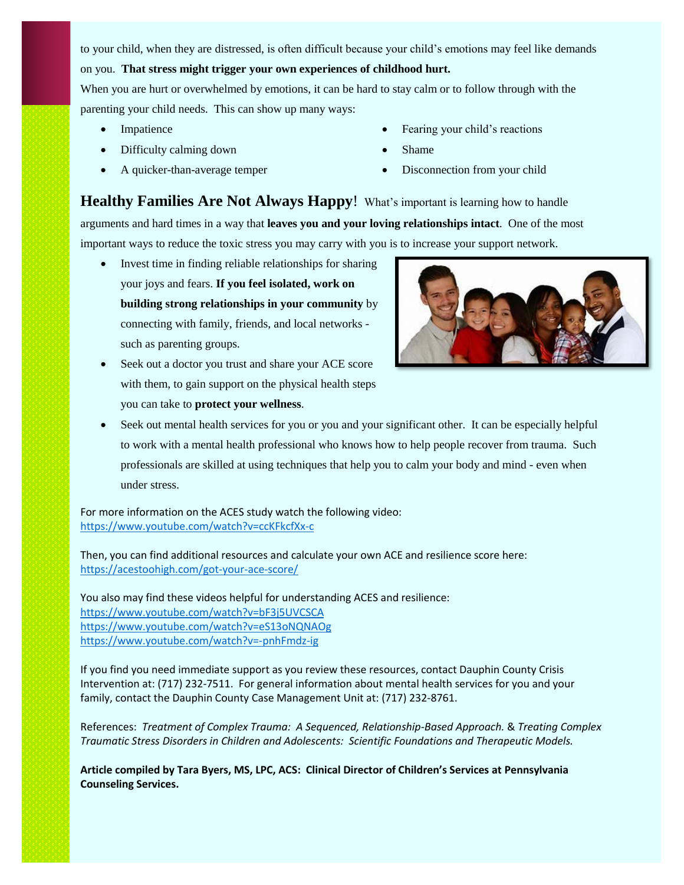to your child, when they are distressed, is often difficult because your child's emotions may feel like demands on you. **That stress might trigger your own experiences of childhood hurt.**

When you are hurt or overwhelmed by emotions, it can be hard to stay calm or to follow through with the parenting your child needs. This can show up many ways:

- Impatience
- Difficulty calming down
- A quicker-than-average temper
- Fearing your child's reactions
- Shame
- Disconnection from your child

**Healthy Families Are Not Always Happy**! What's important is learning how to handle arguments and hard times in a way that **leaves you and your loving relationships intact**. One of the most important ways to reduce the toxic stress you may carry with you is to increase your support network.

- Invest time in finding reliable relationships for sharing your joys and fears. **If you feel isolated, work on building strong relationships in your community** by connecting with family, friends, and local networks - such as parenting groups.
- Seek out a doctor you trust and share your ACE score with them, to gain support on the physical health steps you can take to **protect your wellness**.
- Seek out mental health services for you or you and your significant other. It can be especially helpful to work with a mental health professional who knows how to help people recover from trauma. Such professionals are skilled at using techniques that help you to calm your body and mind - even when under stress.

For more information on the ACES study watch the following video:
https://www.youtube.com/watch?v=ccKFkcfXx-c

Then, you can find additional resources and calculate your own ACE and resilience score here:
https://acestoohigh.com/got-your-ace-score/

You also may find these videos helpful for understanding ACES and resilience:
https://www.youtube.com/watch?v=bF3j5UVCSCA
https://www.youtube.com/watch?v=eS13oNQNAOg
https://www.youtube.com/watch?v=-pnhFmdz-ig

If you find you need immediate support as you review these resources, contact Dauphin County Crisis Intervention at: (717) 232-7511. For general information about mental health services for you and your family, contact the Dauphin County Case Management Unit at: (717) 232-8761.

References: *Treatment of Complex Trauma: A Sequenced, Relationship-Based Approach.* & *Treating Complex Traumatic Stress Disorders in Children and Adolescents: Scientific Foundations and Therapeutic Models.*

**Article compiled by Tara Byers, MS, LPC, ACS: Clinical Director of Children's Services at Pennsylvania Counseling Services.**